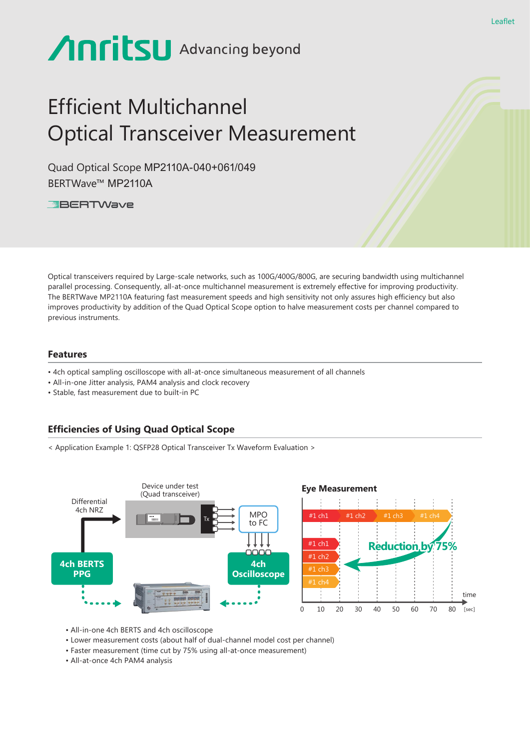Leaflet

Anritsu Advancing beyond

# Efficient Multichannel Optical Transceiver Measurement

Quad Optical Scope MP2110A-040+061/049
BERTWave™ MP2110A

BERTWave

Optical transceivers required by Large-scale networks, such as 100G/400G/800G, are securing bandwidth using multichannel parallel processing. Consequently, all-at-once multichannel measurement is extremely effective for improving productivity. The BERTWave MP2110A featuring fast measurement speeds and high sensitivity not only assures high efficiency but also improves productivity by addition of the Quad Optical Scope option to halve measurement costs per channel compared to previous instruments.

## Features

- 4ch optical sampling oscilloscope with all-at-once simultaneous measurement of all channels
- All-in-one Jitter analysis, PAM4 analysis and clock recovery
- Stable, fast measurement due to built-in PC

## Efficiencies of Using Quad Optical Scope

< Application Example 1: QSFP28 Optical Transceiver Tx Waveform Evaluation >

Differential 4ch NRZ

Device under test (Quad transceiver)

Tx

MPO to FC

4ch BERTS PPG

4ch Oscilloscope

**Eye Measurement**

#1 ch1 | #1 ch2 | #1 ch3 | #1 ch4

#1 ch1 / #1 ch2 / #1 ch3 / #1 ch4

Reduction by 75%

time [sec]: 0, 10, 20, 30, 40, 50, 60, 70, 80

- All-in-one 4ch BERTS and 4ch oscilloscope
- Lower measurement costs (about half of dual-channel model cost per channel)
- Faster measurement (time cut by 75% using all-at-once measurement)
- All-at-once 4ch PAM4 analysis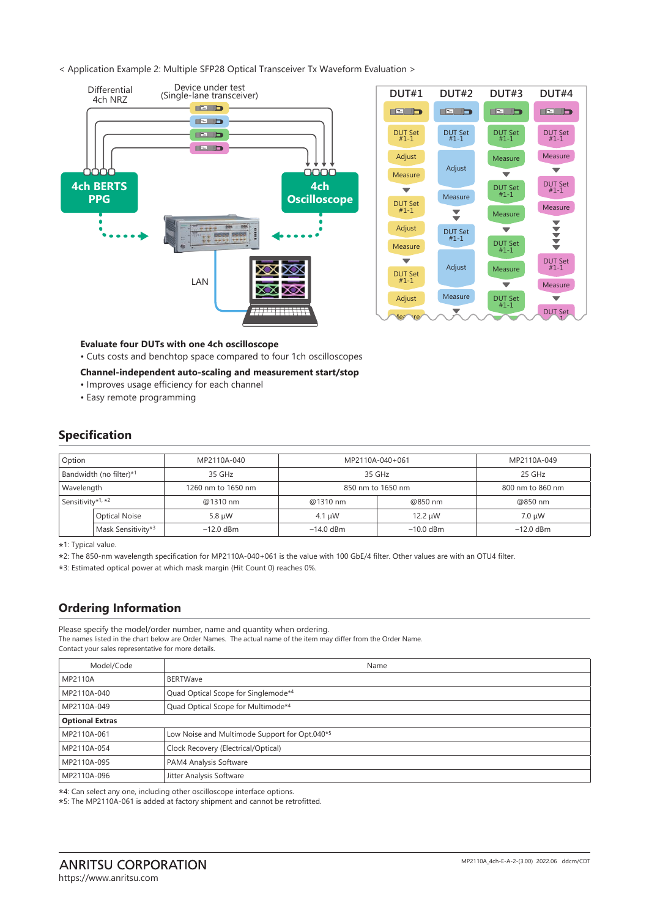< Application Example 2: Multiple SFP28 Optical Transceiver Tx Waveform Evaluation >

Differential 4ch NRZ

Device under test (Single-lane transceiver)

4ch BERTS PPG

4ch Oscilloscope

LAN

DUT#1 DUT#2 DUT#3 DUT#4

**Evaluate four DUTs with one 4ch oscilloscope**

- Cuts costs and benchtop space compared to four 1ch oscilloscopes

**Channel-independent auto-scaling and measurement start/stop**

- Improves usage efficiency for each channel
- Easy remote programming

## Specification

| Option | | MP2110A-040 | MP2110A-040+061 | | MP2110A-049 |
|---|---|---|---|---|---|
| Bandwidth (no filter)*1 | | 35 GHz | 35 GHz | | 25 GHz |
| Wavelength | | 1260 nm to 1650 nm | 850 nm to 1650 nm | | 800 nm to 860 nm |
| Sensitivity*1, *2 | | @1310 nm | @1310 nm | @850 nm | @850 nm |
| | Optical Noise | 5.8 µW | 4.1 µW | 12.2 µW | 7.0 µW |
| | Mask Sensitivity*3 | −12.0 dBm | −14.0 dBm | −10.0 dBm | −12.0 dBm |

*1: Typical value.
*2: The 850-nm wavelength specification for MP2110A-040+061 is the value with 100 GbE/4 filter. Other values are with an OTU4 filter.
*3: Estimated optical power at which mask margin (Hit Count 0) reaches 0%.

## Ordering Information

Please specify the model/order number, name and quantity when ordering.
The names listed in the chart below are Order Names. The actual name of the item may differ from the Order Name.
Contact your sales representative for more details.

| Model/Code | Name |
|---|---|
| MP2110A | BERTWave |
| MP2110A-040 | Quad Optical Scope for Singlemode*4 |
| MP2110A-049 | Quad Optical Scope for Multimode*4 |
| **Optional Extras** | |
| MP2110A-061 | Low Noise and Multimode Support for Opt.040*5 |
| MP2110A-054 | Clock Recovery (Electrical/Optical) |
| MP2110A-095 | PAM4 Analysis Software |
| MP2110A-096 | Jitter Analysis Software |

*4: Can select any one, including other oscilloscope interface options.
*5: The MP2110A-061 is added at factory shipment and cannot be retrofitted.

ANRITSU CORPORATION
https://www.anritsu.com

MP2110A_4ch-E-A-2-(3.00) 2022.06 ddcm/CDT